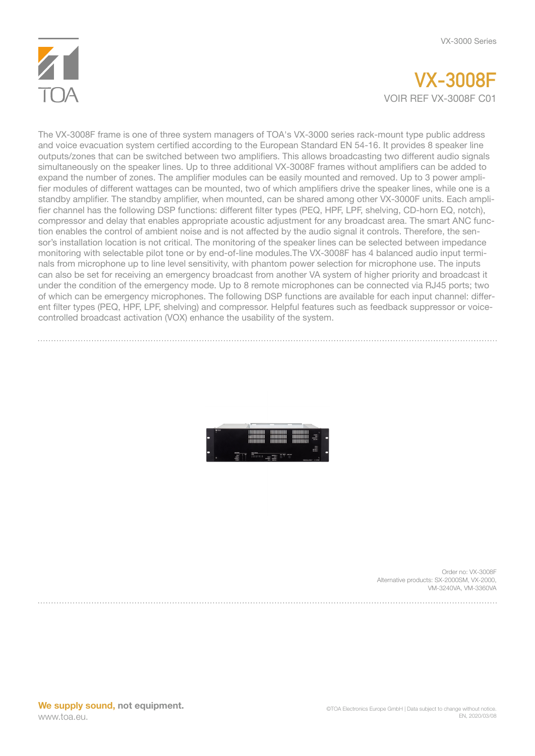TOA

# VX-3008F

VOIR REF VX-3008F C01

The VX-3008F frame is one of three system managers of TOA's VX-3000 series rack-mount type public address and voice evacuation system certified according to the European Standard EN 54-16. It provides 8 speaker line outputs/zones that can be switched between two amplifiers. This allows broadcasting two different audio signals simultaneously on the speaker lines. Up to three additional VX-3008F frames without amplifiers can be added to expand the number of zones. The amplifier modules can be easily mounted and removed. Up to 3 power amplifier modules of different wattages can be mounted, two of which amplifiers drive the speaker lines, while one is a standby amplifier. The standby amplifier, when mounted, can be shared among other VX-3000F units. Each amplifier channel has the following DSP functions: different filter types (PEQ, HPF, LPF, shelving, CD-horn EQ, notch), compressor and delay that enables appropriate acoustic adjustment for any broadcast area. The smart ANC function enables the control of ambient noise and is not affected by the audio signal it controls. Therefore, the sensor's installation location is not critical. The monitoring of the speaker lines can be selected between impedance monitoring with selectable pilot tone or by end-of-line modules.The VX-3008F has 4 balanced audio input terminals from microphone up to line level sensitivity, with phantom power selection for microphone use. The inputs can also be set for receiving an emergency broadcast from another VA system of higher priority and broadcast it under the condition of the emergency mode. Up to 8 remote microphones can be connected via RJ45 ports; two of which can be emergency microphones. The following DSP functions are available for each input channel: different filter types (PEQ, HPF, LPF, shelving) and compressor. Helpful features such as feedback suppressor or voice-controlled broadcast activation (VOX) enhance the usability of the system.

Order no: VX-3008F
Alternative products: SX-2000SM, VX-2000, VM-3240VA, VM-3360VA

**We supply sound, not equipment.**
www.toa.eu.

©TOA Electronics Europe GmbH | Data subject to change without notice.
EN, 2020/03/08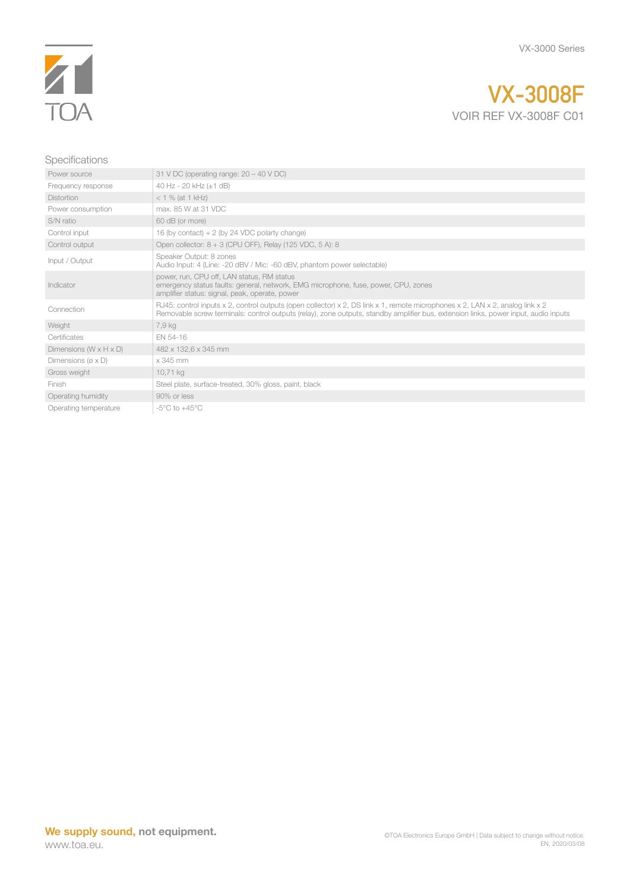# VX-3008F

VOIR REF VX-3008F C01

## Specifications

| | |
|---|---|
| Power source | 31 V DC (operating range: 20 – 40 V DC) |
| Frequency response | 40 Hz - 20 kHz (±1 dB) |
| Distortion | < 1 % (at 1 kHz) |
| Power consumption | max. 85 W at 31 VDC |
| S/N ratio | 60 dB (or more) |
| Control input | 16 (by contact) + 2 (by 24 VDC polarty change) |
| Control output | Open collector: 8 + 3 (CPU OFF), Relay (125 VDC, 5 A): 8 |
| Input / Output | Speaker Output: 8 zones<br>Audio Input: 4 (Line: -20 dBV / Mic: -60 dBV, phantom power selectable) |
| Indicator | power, run, CPU off, LAN status, RM status<br>emergency status faults: general, network, EMG microphone, fuse, power, CPU, zones<br>amplifier status: signal, peak, operate, power |
| Connection | RJ45: control inputs x 2, control outputs (open collector) x 2, DS link x 1, remote microphones x 2, LAN x 2, analog link x 2<br>Removable screw terminals: control outputs (relay), zone outputs, standby amplifier bus, extension links, power input, audio inputs |
| Weight | 7,9 kg |
| Certificates | EN 54-16 |
| Dimensions (W x H x D) | 482 x 132,6 x 345 mm |
| Dimensions (ø x D) | x 345 mm |
| Gross weight | 10,71 kg |
| Finish | Steel plate, surface-treated, 30% gloss, paint, black |
| Operating humidity | 90% or less |
| Operating temperature | -5°C to +45°C |

**We supply sound, not equipment.**
www.toa.eu.

©TOA Electronics Europe GmbH | Data subject to change without notice.
EN, 2020/03/08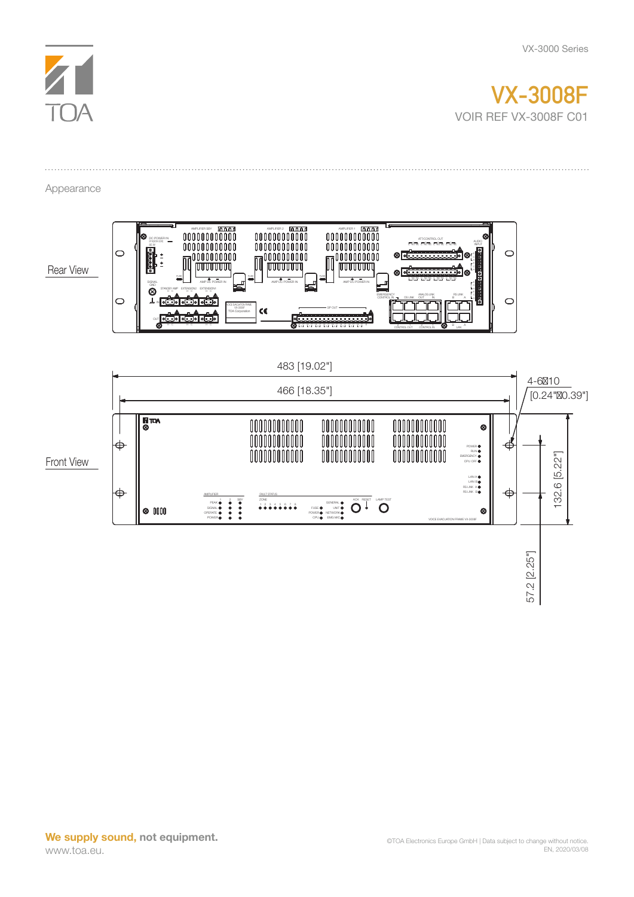# VX-3008F

VOIR REF VX-3008F C01

Appearance

Rear View

Front View

483 [19.02"]

466 [18.35"]

4-6✕10

[0.24"✕0.39"]

132.6 [5.22"]

57.2 [2.25"]

**We supply sound, not equipment.**

www.toa.eu.

©TOA Electronics Europe GmbH | Data subject to change without notice.
EN, 2020/03/08